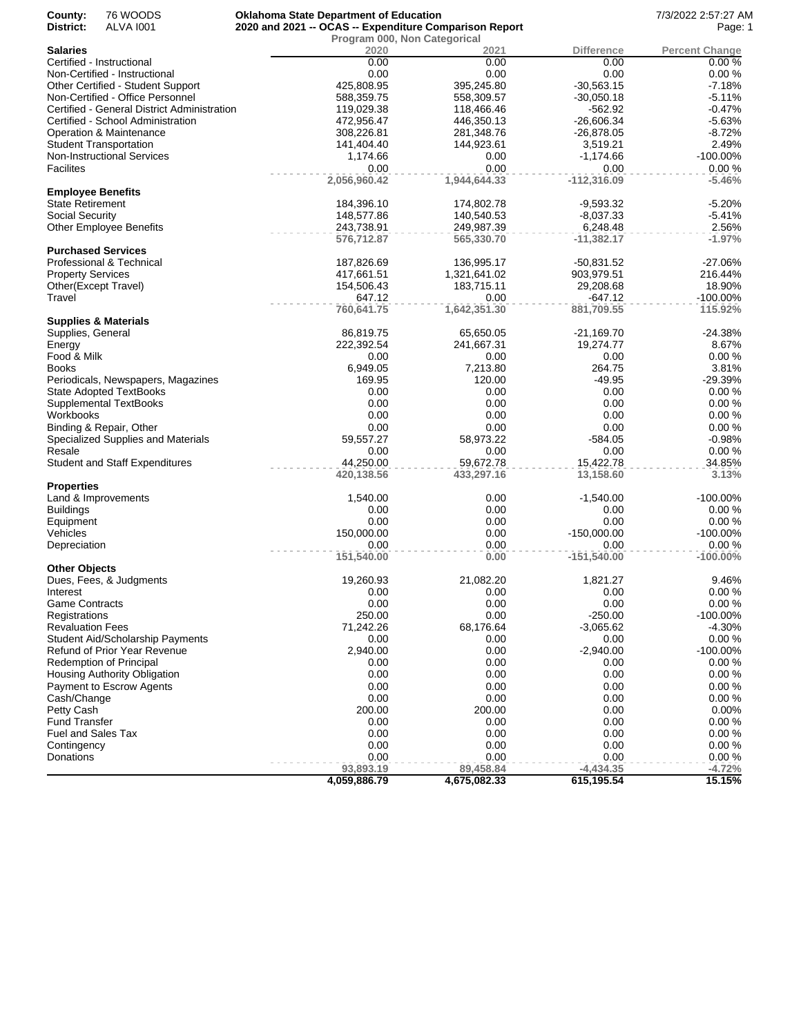County: 76 WOODS
District: ALVA I001

**Oklahoma State Department of Education**
**2020 and 2021 -- OCAS -- Expenditure Comparison Report**

7/3/2022 2:57:27 AM

Program 000, Non Categorical

| | 2020 | 2021 | Difference | Percent Change |
|---|---|---|---|---|
| **Salaries** | | | | |
| Certified - Instructional | 0.00 | 0.00 | 0.00 | 0.00 % |
| Non-Certified - Instructional | 0.00 | 0.00 | 0.00 | 0.00 % |
| Other Certified - Student Support | 425,808.95 | 395,245.80 | -30,563.15 | -7.18% |
| Non-Certified - Office Personnel | 588,359.75 | 558,309.57 | -30,050.18 | -5.11% |
| Certified - General District Administration | 119,029.38 | 118,466.46 | -562.92 | -0.47% |
| Certified - School Administration | 472,956.47 | 446,350.13 | -26,606.34 | -5.63% |
| Operation & Maintenance | 308,226.81 | 281,348.76 | -26,878.05 | -8.72% |
| Student Transportation | 141,404.40 | 144,923.61 | 3,519.21 | 2.49% |
| Non-Instructional Services | 1,174.66 | 0.00 | -1,174.66 | -100.00% |
| Facilites | 0.00 | 0.00 | 0.00 | 0.00 % |
| | **2,056,960.42** | **1,944,644.33** | **-112,316.09** | **-5.46%** |
| **Employee Benefits** | | | | |
| State Retirement | 184,396.10 | 174,802.78 | -9,593.32 | -5.20% |
| Social Security | 148,577.86 | 140,540.53 | -8,037.33 | -5.41% |
| Other Employee Benefits | 243,738.91 | 249,987.39 | 6,248.48 | 2.56% |
| | **576,712.87** | **565,330.70** | **-11,382.17** | **-1.97%** |
| **Purchased Services** | | | | |
| Professional & Technical | 187,826.69 | 136,995.17 | -50,831.52 | -27.06% |
| Property Services | 417,661.51 | 1,321,641.02 | 903,979.51 | 216.44% |
| Other(Except Travel) | 154,506.43 | 183,715.11 | 29,208.68 | 18.90% |
| Travel | 647.12 | 0.00 | -647.12 | -100.00% |
| | **760,641.75** | **1,642,351.30** | **881,709.55** | **115.92%** |
| **Supplies & Materials** | | | | |
| Supplies, General | 86,819.75 | 65,650.05 | -21,169.70 | -24.38% |
| Energy | 222,392.54 | 241,667.31 | 19,274.77 | 8.67% |
| Food & Milk | 0.00 | 0.00 | 0.00 | 0.00 % |
| Books | 6,949.05 | 7,213.80 | 264.75 | 3.81% |
| Periodicals, Newspapers, Magazines | 169.95 | 120.00 | -49.95 | -29.39% |
| State Adopted TextBooks | 0.00 | 0.00 | 0.00 | 0.00 % |
| Supplemental TextBooks | 0.00 | 0.00 | 0.00 | 0.00 % |
| Workbooks | 0.00 | 0.00 | 0.00 | 0.00 % |
| Binding & Repair, Other | 0.00 | 0.00 | 0.00 | 0.00 % |
| Specialized Supplies and Materials | 59,557.27 | 58,973.22 | -584.05 | -0.98% |
| Resale | 0.00 | 0.00 | 0.00 | 0.00 % |
| Student and Staff Expenditures | 44,250.00 | 59,672.78 | 15,422.78 | 34.85% |
| | **420,138.56** | **433,297.16** | **13,158.60** | **3.13%** |
| **Properties** | | | | |
| Land & Improvements | 1,540.00 | 0.00 | -1,540.00 | -100.00% |
| Buildings | 0.00 | 0.00 | 0.00 | 0.00 % |
| Equipment | 0.00 | 0.00 | 0.00 | 0.00 % |
| Vehicles | 150,000.00 | 0.00 | -150,000.00 | -100.00% |
| Depreciation | 0.00 | 0.00 | 0.00 | 0.00 % |
| | **151,540.00** | **0.00** | **-151,540.00** | **-100.00%** |
| **Other Objects** | | | | |
| Dues, Fees, & Judgments | 19,260.93 | 21,082.20 | 1,821.27 | 9.46% |
| Interest | 0.00 | 0.00 | 0.00 | 0.00 % |
| Game Contracts | 0.00 | 0.00 | 0.00 | 0.00 % |
| Registrations | 250.00 | 0.00 | -250.00 | -100.00% |
| Revaluation Fees | 71,242.26 | 68,176.64 | -3,065.62 | -4.30% |
| Student Aid/Scholarship Payments | 0.00 | 0.00 | 0.00 | 0.00 % |
| Refund of Prior Year Revenue | 2,940.00 | 0.00 | -2,940.00 | -100.00% |
| Redemption of Principal | 0.00 | 0.00 | 0.00 | 0.00 % |
| Housing Authority Obligation | 0.00 | 0.00 | 0.00 | 0.00 % |
| Payment to Escrow Agents | 0.00 | 0.00 | 0.00 | 0.00 % |
| Cash/Change | 0.00 | 0.00 | 0.00 | 0.00 % |
| Petty Cash | 200.00 | 200.00 | 0.00 | 0.00% |
| Fund Transfer | 0.00 | 0.00 | 0.00 | 0.00 % |
| Fuel and Sales Tax | 0.00 | 0.00 | 0.00 | 0.00 % |
| Contingency | 0.00 | 0.00 | 0.00 | 0.00 % |
| Donations | 0.00 | 0.00 | 0.00 | 0.00 % |
| | **93,893.19** | **89,458.84** | **-4,434.35** | **-4.72%** |
| | **4,059,886.79** | **4,675,082.33** | **615,195.54** | **15.15%** |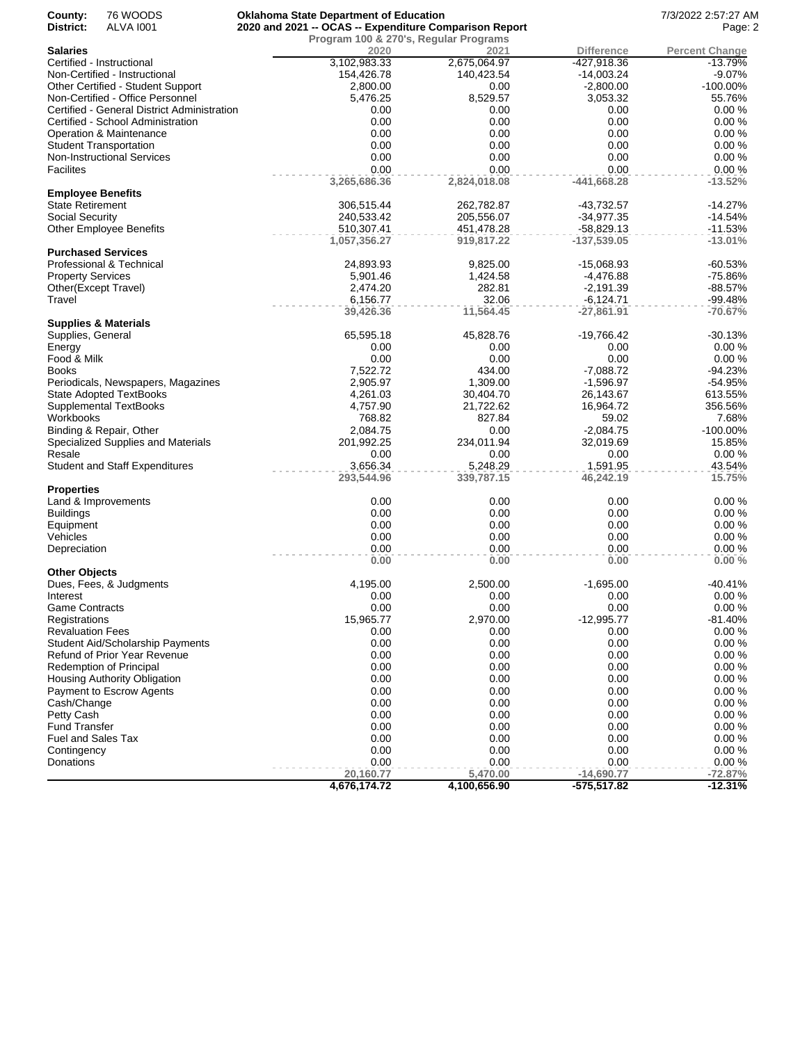County: 76 WOODS
District: ALVA I001

**Oklahoma State Department of Education**
**2020 and 2021 -- OCAS -- Expenditure Comparison Report**
**Program 100 & 270's, Regular Programs**

7/3/2022 2:57:27 AM

| **Salaries** | 2020 | 2021 | Difference | Percent Change |
|---|---|---|---|---|
| Certified - Instructional | 3,102,983.33 | 2,675,064.97 | -427,918.36 | -13.79% |
| Non-Certified - Instructional | 154,426.78 | 140,423.54 | -14,003.24 | -9.07% |
| Other Certified - Student Support | 2,800.00 | 0.00 | -2,800.00 | -100.00% |
| Non-Certified - Office Personnel | 5,476.25 | 8,529.57 | 3,053.32 | 55.76% |
| Certified - General District Administration | 0.00 | 0.00 | 0.00 | 0.00 % |
| Certified - School Administration | 0.00 | 0.00 | 0.00 | 0.00 % |
| Operation & Maintenance | 0.00 | 0.00 | 0.00 | 0.00 % |
| Student Transportation | 0.00 | 0.00 | 0.00 | 0.00 % |
| Non-Instructional Services | 0.00 | 0.00 | 0.00 | 0.00 % |
| Facilites | 0.00 | 0.00 | 0.00 | 0.00 % |
| | **3,265,686.36** | **2,824,018.08** | **-441,668.28** | **-13.52%** |
| **Employee Benefits** | | | | |
| State Retirement | 306,515.44 | 262,782.87 | -43,732.57 | -14.27% |
| Social Security | 240,533.42 | 205,556.07 | -34,977.35 | -14.54% |
| Other Employee Benefits | 510,307.41 | 451,478.28 | -58,829.13 | -11.53% |
| | **1,057,356.27** | **919,817.22** | **-137,539.05** | **-13.01%** |
| **Purchased Services** | | | | |
| Professional & Technical | 24,893.93 | 9,825.00 | -15,068.93 | -60.53% |
| Property Services | 5,901.46 | 1,424.58 | -4,476.88 | -75.86% |
| Other(Except Travel) | 2,474.20 | 282.81 | -2,191.39 | -88.57% |
| Travel | 6,156.77 | 32.06 | -6,124.71 | -99.48% |
| | **39,426.36** | **11,564.45** | **-27,861.91** | **-70.67%** |
| **Supplies & Materials** | | | | |
| Supplies, General | 65,595.18 | 45,828.76 | -19,766.42 | -30.13% |
| Energy | 0.00 | 0.00 | 0.00 | 0.00 % |
| Food & Milk | 0.00 | 0.00 | 0.00 | 0.00 % |
| Books | 7,522.72 | 434.00 | -7,088.72 | -94.23% |
| Periodicals, Newspapers, Magazines | 2,905.97 | 1,309.00 | -1,596.97 | -54.95% |
| State Adopted TextBooks | 4,261.03 | 30,404.70 | 26,143.67 | 613.55% |
| Supplemental TextBooks | 4,757.90 | 21,722.62 | 16,964.72 | 356.56% |
| Workbooks | 768.82 | 827.84 | 59.02 | 7.68% |
| Binding & Repair, Other | 2,084.75 | 0.00 | -2,084.75 | -100.00% |
| Specialized Supplies and Materials | 201,992.25 | 234,011.94 | 32,019.69 | 15.85% |
| Resale | 0.00 | 0.00 | 0.00 | 0.00 % |
| Student and Staff Expenditures | 3,656.34 | 5,248.29 | 1,591.95 | 43.54% |
| | **293,544.96** | **339,787.15** | **46,242.19** | **15.75%** |
| **Properties** | | | | |
| Land & Improvements | 0.00 | 0.00 | 0.00 | 0.00 % |
| Buildings | 0.00 | 0.00 | 0.00 | 0.00 % |
| Equipment | 0.00 | 0.00 | 0.00 | 0.00 % |
| Vehicles | 0.00 | 0.00 | 0.00 | 0.00 % |
| Depreciation | 0.00 | 0.00 | 0.00 | 0.00 % |
| | **0.00** | **0.00** | **0.00** | **0.00 %** |
| **Other Objects** | | | | |
| Dues, Fees, & Judgments | 4,195.00 | 2,500.00 | -1,695.00 | -40.41% |
| Interest | 0.00 | 0.00 | 0.00 | 0.00 % |
| Game Contracts | 0.00 | 0.00 | 0.00 | 0.00 % |
| Registrations | 15,965.77 | 2,970.00 | -12,995.77 | -81.40% |
| Revaluation Fees | 0.00 | 0.00 | 0.00 | 0.00 % |
| Student Aid/Scholarship Payments | 0.00 | 0.00 | 0.00 | 0.00 % |
| Refund of Prior Year Revenue | 0.00 | 0.00 | 0.00 | 0.00 % |
| Redemption of Principal | 0.00 | 0.00 | 0.00 | 0.00 % |
| Housing Authority Obligation | 0.00 | 0.00 | 0.00 | 0.00 % |
| Payment to Escrow Agents | 0.00 | 0.00 | 0.00 | 0.00 % |
| Cash/Change | 0.00 | 0.00 | 0.00 | 0.00 % |
| Petty Cash | 0.00 | 0.00 | 0.00 | 0.00 % |
| Fund Transfer | 0.00 | 0.00 | 0.00 | 0.00 % |
| Fuel and Sales Tax | 0.00 | 0.00 | 0.00 | 0.00 % |
| Contingency | 0.00 | 0.00 | 0.00 | 0.00 % |
| Donations | 0.00 | 0.00 | 0.00 | 0.00 % |
| | **20,160.77** | **5,470.00** | **-14,690.77** | **-72.87%** |
| | **4,676,174.72** | **4,100,656.90** | **-575,517.82** | **-12.31%** |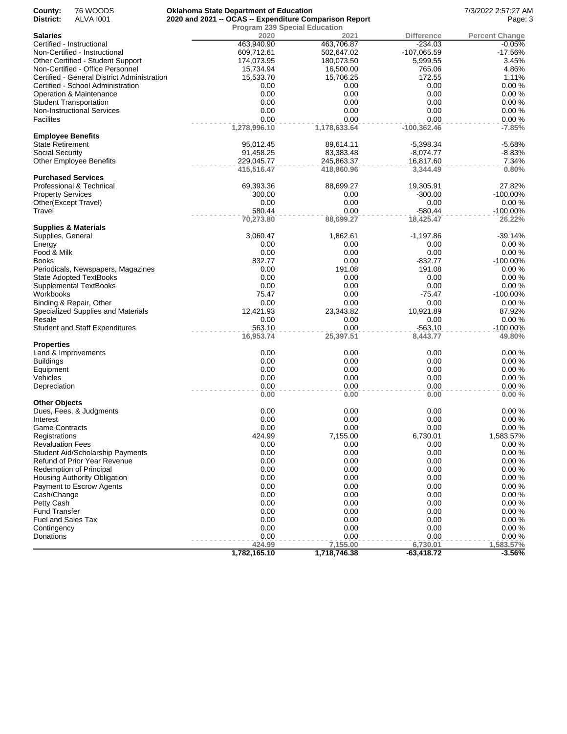**County:** 76 WOODS
**District:** ALVA I001

**Oklahoma State Department of Education**
**2020 and 2021 -- OCAS -- Expenditure Comparison Report**
**Program 239 Special Education**

7/3/2022 2:57:27 AM

| Salaries | 2020 | 2021 | Difference | Percent Change |
|---|---|---|---|---|
| Certified - Instructional | 463,940.90 | 463,706.87 | -234.03 | -0.05% |
| Non-Certified - Instructional | 609,712.61 | 502,647.02 | -107,065.59 | -17.56% |
| Other Certified - Student Support | 174,073.95 | 180,073.50 | 5,999.55 | 3.45% |
| Non-Certified - Office Personnel | 15,734.94 | 16,500.00 | 765.06 | 4.86% |
| Certified - General District Administration | 15,533.70 | 15,706.25 | 172.55 | 1.11% |
| Certified - School Administration | 0.00 | 0.00 | 0.00 | 0.00 % |
| Operation & Maintenance | 0.00 | 0.00 | 0.00 | 0.00 % |
| Student Transportation | 0.00 | 0.00 | 0.00 | 0.00 % |
| Non-Instructional Services | 0.00 | 0.00 | 0.00 | 0.00 % |
| Facilites | 0.00 | 0.00 | 0.00 | 0.00 % |
| | **1,278,996.10** | **1,178,633.64** | **-100,362.46** | **-7.85%** |
| **Employee Benefits** | | | | |
| State Retirement | 95,012.45 | 89,614.11 | -5,398.34 | -5.68% |
| Social Security | 91,458.25 | 83,383.48 | -8,074.77 | -8.83% |
| Other Employee Benefits | 229,045.77 | 245,863.37 | 16,817.60 | 7.34% |
| | **415,516.47** | **418,860.96** | **3,344.49** | **0.80%** |
| **Purchased Services** | | | | |
| Professional & Technical | 69,393.36 | 88,699.27 | 19,305.91 | 27.82% |
| Property Services | 300.00 | 0.00 | -300.00 | -100.00% |
| Other(Except Travel) | 0.00 | 0.00 | 0.00 | 0.00 % |
| Travel | 580.44 | 0.00 | -580.44 | -100.00% |
| | **70,273.80** | **88,699.27** | **18,425.47** | **26.22%** |
| **Supplies & Materials** | | | | |
| Supplies, General | 3,060.47 | 1,862.61 | -1,197.86 | -39.14% |
| Energy | 0.00 | 0.00 | 0.00 | 0.00 % |
| Food & Milk | 0.00 | 0.00 | 0.00 | 0.00 % |
| Books | 832.77 | 0.00 | -832.77 | -100.00% |
| Periodicals, Newspapers, Magazines | 0.00 | 191.08 | 191.08 | 0.00 % |
| State Adopted TextBooks | 0.00 | 0.00 | 0.00 | 0.00 % |
| Supplemental TextBooks | 0.00 | 0.00 | 0.00 | 0.00 % |
| Workbooks | 75.47 | 0.00 | -75.47 | -100.00% |
| Binding & Repair, Other | 0.00 | 0.00 | 0.00 | 0.00 % |
| Specialized Supplies and Materials | 12,421.93 | 23,343.82 | 10,921.89 | 87.92% |
| Resale | 0.00 | 0.00 | 0.00 | 0.00 % |
| Student and Staff Expenditures | 563.10 | 0.00 | -563.10 | -100.00% |
| | **16,953.74** | **25,397.51** | **8,443.77** | **49.80%** |
| **Properties** | | | | |
| Land & Improvements | 0.00 | 0.00 | 0.00 | 0.00 % |
| Buildings | 0.00 | 0.00 | 0.00 | 0.00 % |
| Equipment | 0.00 | 0.00 | 0.00 | 0.00 % |
| Vehicles | 0.00 | 0.00 | 0.00 | 0.00 % |
| Depreciation | 0.00 | 0.00 | 0.00 | 0.00 % |
| | **0.00** | **0.00** | **0.00** | **0.00 %** |
| **Other Objects** | | | | |
| Dues, Fees, & Judgments | 0.00 | 0.00 | 0.00 | 0.00 % |
| Interest | 0.00 | 0.00 | 0.00 | 0.00 % |
| Game Contracts | 0.00 | 0.00 | 0.00 | 0.00 % |
| Registrations | 424.99 | 7,155.00 | 6,730.01 | 1,583.57% |
| Revaluation Fees | 0.00 | 0.00 | 0.00 | 0.00 % |
| Student Aid/Scholarship Payments | 0.00 | 0.00 | 0.00 | 0.00 % |
| Refund of Prior Year Revenue | 0.00 | 0.00 | 0.00 | 0.00 % |
| Redemption of Principal | 0.00 | 0.00 | 0.00 | 0.00 % |
| Housing Authority Obligation | 0.00 | 0.00 | 0.00 | 0.00 % |
| Payment to Escrow Agents | 0.00 | 0.00 | 0.00 | 0.00 % |
| Cash/Change | 0.00 | 0.00 | 0.00 | 0.00 % |
| Petty Cash | 0.00 | 0.00 | 0.00 | 0.00 % |
| Fund Transfer | 0.00 | 0.00 | 0.00 | 0.00 % |
| Fuel and Sales Tax | 0.00 | 0.00 | 0.00 | 0.00 % |
| Contingency | 0.00 | 0.00 | 0.00 | 0.00 % |
| Donations | 0.00 | 0.00 | 0.00 | 0.00 % |
| | **424.99** | **7,155.00** | **6,730.01** | **1,583.57%** |
| | **1,782,165.10** | **1,718,746.38** | **-63,418.72** | **-3.56%** |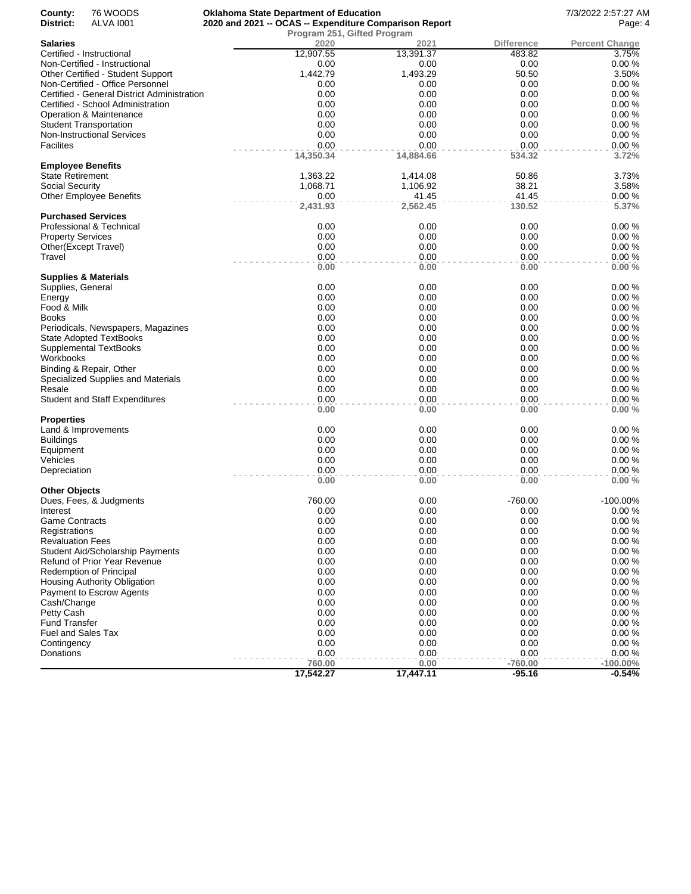County: 76 WOODS
District: ALVA I001

**Oklahoma State Department of Education**
**2020 and 2021 -- OCAS -- Expenditure Comparison Report**
**Program 251, Gifted Program**

7/3/2022 2:57:27 AM

| **Salaries** | 2020 | 2021 | Difference | Percent Change |
|---|---|---|---|---|
| Certified - Instructional | 12,907.55 | 13,391.37 | 483.82 | 3.75% |
| Non-Certified - Instructional | 0.00 | 0.00 | 0.00 | 0.00 % |
| Other Certified - Student Support | 1,442.79 | 1,493.29 | 50.50 | 3.50% |
| Non-Certified - Office Personnel | 0.00 | 0.00 | 0.00 | 0.00 % |
| Certified - General District Administration | 0.00 | 0.00 | 0.00 | 0.00 % |
| Certified - School Administration | 0.00 | 0.00 | 0.00 | 0.00 % |
| Operation & Maintenance | 0.00 | 0.00 | 0.00 | 0.00 % |
| Student Transportation | 0.00 | 0.00 | 0.00 | 0.00 % |
| Non-Instructional Services | 0.00 | 0.00 | 0.00 | 0.00 % |
| Facilites | 0.00 | 0.00 | 0.00 | 0.00 % |
| | **14,350.34** | **14,884.66** | **534.32** | **3.72%** |
| **Employee Benefits** | | | | |
| State Retirement | 1,363.22 | 1,414.08 | 50.86 | 3.73% |
| Social Security | 1,068.71 | 1,106.92 | 38.21 | 3.58% |
| Other Employee Benefits | 0.00 | 41.45 | 41.45 | 0.00 % |
| | **2,431.93** | **2,562.45** | **130.52** | **5.37%** |
| **Purchased Services** | | | | |
| Professional & Technical | 0.00 | 0.00 | 0.00 | 0.00 % |
| Property Services | 0.00 | 0.00 | 0.00 | 0.00 % |
| Other(Except Travel) | 0.00 | 0.00 | 0.00 | 0.00 % |
| Travel | 0.00 | 0.00 | 0.00 | 0.00 % |
| | **0.00** | **0.00** | **0.00** | **0.00 %** |
| **Supplies & Materials** | | | | |
| Supplies, General | 0.00 | 0.00 | 0.00 | 0.00 % |
| Energy | 0.00 | 0.00 | 0.00 | 0.00 % |
| Food & Milk | 0.00 | 0.00 | 0.00 | 0.00 % |
| Books | 0.00 | 0.00 | 0.00 | 0.00 % |
| Periodicals, Newspapers, Magazines | 0.00 | 0.00 | 0.00 | 0.00 % |
| State Adopted TextBooks | 0.00 | 0.00 | 0.00 | 0.00 % |
| Supplemental TextBooks | 0.00 | 0.00 | 0.00 | 0.00 % |
| Workbooks | 0.00 | 0.00 | 0.00 | 0.00 % |
| Binding & Repair, Other | 0.00 | 0.00 | 0.00 | 0.00 % |
| Specialized Supplies and Materials | 0.00 | 0.00 | 0.00 | 0.00 % |
| Resale | 0.00 | 0.00 | 0.00 | 0.00 % |
| Student and Staff Expenditures | 0.00 | 0.00 | 0.00 | 0.00 % |
| | **0.00** | **0.00** | **0.00** | **0.00 %** |
| **Properties** | | | | |
| Land & Improvements | 0.00 | 0.00 | 0.00 | 0.00 % |
| Buildings | 0.00 | 0.00 | 0.00 | 0.00 % |
| Equipment | 0.00 | 0.00 | 0.00 | 0.00 % |
| Vehicles | 0.00 | 0.00 | 0.00 | 0.00 % |
| Depreciation | 0.00 | 0.00 | 0.00 | 0.00 % |
| | **0.00** | **0.00** | **0.00** | **0.00 %** |
| **Other Objects** | | | | |
| Dues, Fees, & Judgments | 760.00 | 0.00 | -760.00 | -100.00% |
| Interest | 0.00 | 0.00 | 0.00 | 0.00 % |
| Game Contracts | 0.00 | 0.00 | 0.00 | 0.00 % |
| Registrations | 0.00 | 0.00 | 0.00 | 0.00 % |
| Revaluation Fees | 0.00 | 0.00 | 0.00 | 0.00 % |
| Student Aid/Scholarship Payments | 0.00 | 0.00 | 0.00 | 0.00 % |
| Refund of Prior Year Revenue | 0.00 | 0.00 | 0.00 | 0.00 % |
| Redemption of Principal | 0.00 | 0.00 | 0.00 | 0.00 % |
| Housing Authority Obligation | 0.00 | 0.00 | 0.00 | 0.00 % |
| Payment to Escrow Agents | 0.00 | 0.00 | 0.00 | 0.00 % |
| Cash/Change | 0.00 | 0.00 | 0.00 | 0.00 % |
| Petty Cash | 0.00 | 0.00 | 0.00 | 0.00 % |
| Fund Transfer | 0.00 | 0.00 | 0.00 | 0.00 % |
| Fuel and Sales Tax | 0.00 | 0.00 | 0.00 | 0.00 % |
| Contingency | 0.00 | 0.00 | 0.00 | 0.00 % |
| Donations | 0.00 | 0.00 | 0.00 | 0.00 % |
| | **760.00** | **0.00** | **-760.00** | **-100.00%** |
| | **17,542.27** | **17,447.11** | **-95.16** | **-0.54%** |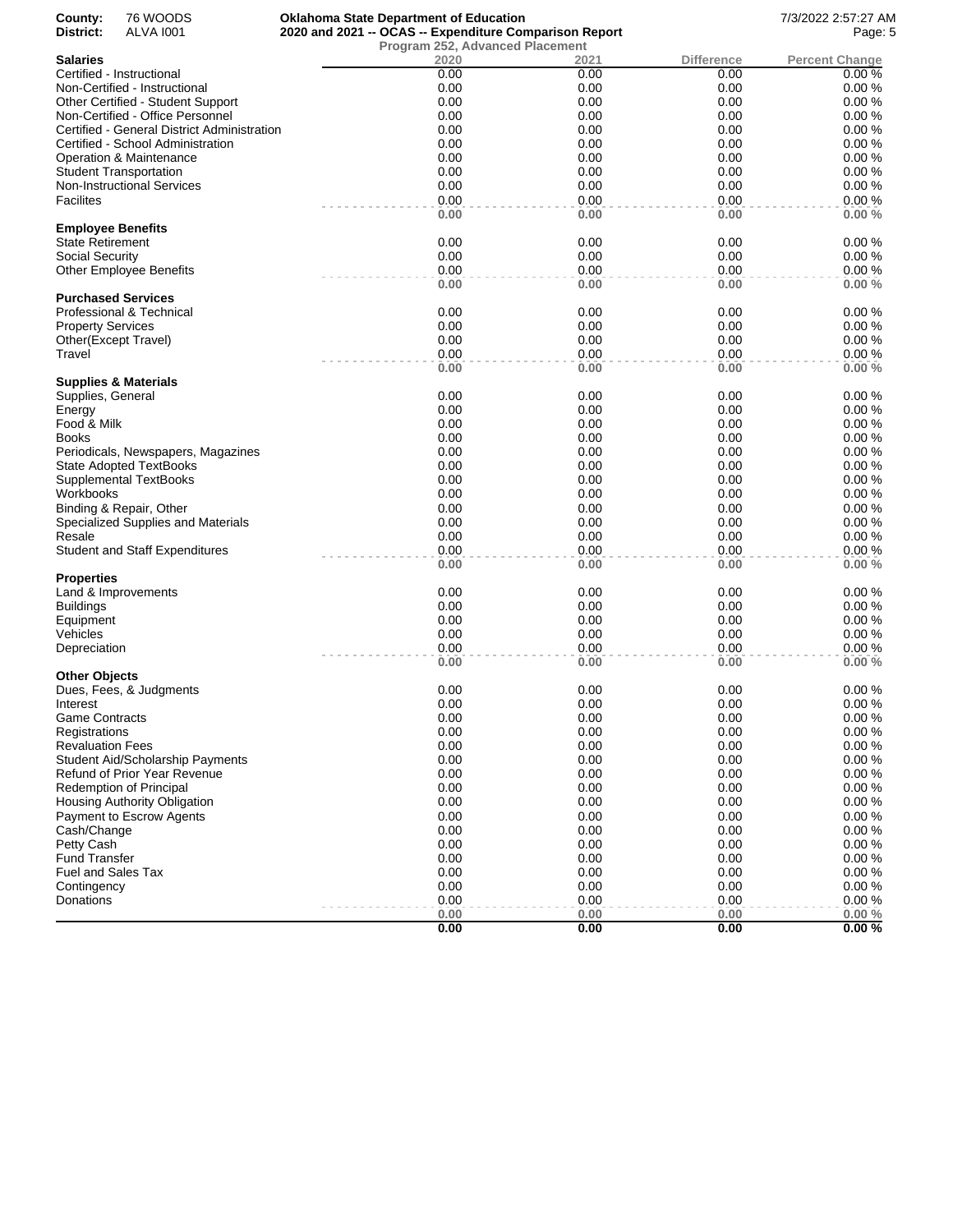**County:** 76 WOODS
**District:** ALVA I001

**Oklahoma State Department of Education**
**2020 and 2021 -- OCAS -- Expenditure Comparison Report**
**Program 252, Advanced Placement**

7/3/2022 2:57:27 AM

| **Salaries** | 2020 | 2021 | Difference | Percent Change |
|---|---|---|---|---|
| Certified - Instructional | 0.00 | 0.00 | 0.00 | 0.00 % |
| Non-Certified - Instructional | 0.00 | 0.00 | 0.00 | 0.00 % |
| Other Certified - Student Support | 0.00 | 0.00 | 0.00 | 0.00 % |
| Non-Certified - Office Personnel | 0.00 | 0.00 | 0.00 | 0.00 % |
| Certified - General District Administration | 0.00 | 0.00 | 0.00 | 0.00 % |
| Certified - School Administration | 0.00 | 0.00 | 0.00 | 0.00 % |
| Operation & Maintenance | 0.00 | 0.00 | 0.00 | 0.00 % |
| Student Transportation | 0.00 | 0.00 | 0.00 | 0.00 % |
| Non-Instructional Services | 0.00 | 0.00 | 0.00 | 0.00 % |
| Facilites | 0.00 | 0.00 | 0.00 | 0.00 % |
| | **0.00** | **0.00** | **0.00** | **0.00 %** |
| **Employee Benefits** | | | | |
| State Retirement | 0.00 | 0.00 | 0.00 | 0.00 % |
| Social Security | 0.00 | 0.00 | 0.00 | 0.00 % |
| Other Employee Benefits | 0.00 | 0.00 | 0.00 | 0.00 % |
| | **0.00** | **0.00** | **0.00** | **0.00 %** |
| **Purchased Services** | | | | |
| Professional & Technical | 0.00 | 0.00 | 0.00 | 0.00 % |
| Property Services | 0.00 | 0.00 | 0.00 | 0.00 % |
| Other(Except Travel) | 0.00 | 0.00 | 0.00 | 0.00 % |
| Travel | 0.00 | 0.00 | 0.00 | 0.00 % |
| | **0.00** | **0.00** | **0.00** | **0.00 %** |
| **Supplies & Materials** | | | | |
| Supplies, General | 0.00 | 0.00 | 0.00 | 0.00 % |
| Energy | 0.00 | 0.00 | 0.00 | 0.00 % |
| Food & Milk | 0.00 | 0.00 | 0.00 | 0.00 % |
| Books | 0.00 | 0.00 | 0.00 | 0.00 % |
| Periodicals, Newspapers, Magazines | 0.00 | 0.00 | 0.00 | 0.00 % |
| State Adopted TextBooks | 0.00 | 0.00 | 0.00 | 0.00 % |
| Supplemental TextBooks | 0.00 | 0.00 | 0.00 | 0.00 % |
| Workbooks | 0.00 | 0.00 | 0.00 | 0.00 % |
| Binding & Repair, Other | 0.00 | 0.00 | 0.00 | 0.00 % |
| Specialized Supplies and Materials | 0.00 | 0.00 | 0.00 | 0.00 % |
| Resale | 0.00 | 0.00 | 0.00 | 0.00 % |
| Student and Staff Expenditures | 0.00 | 0.00 | 0.00 | 0.00 % |
| | **0.00** | **0.00** | **0.00** | **0.00 %** |
| **Properties** | | | | |
| Land & Improvements | 0.00 | 0.00 | 0.00 | 0.00 % |
| Buildings | 0.00 | 0.00 | 0.00 | 0.00 % |
| Equipment | 0.00 | 0.00 | 0.00 | 0.00 % |
| Vehicles | 0.00 | 0.00 | 0.00 | 0.00 % |
| Depreciation | 0.00 | 0.00 | 0.00 | 0.00 % |
| | **0.00** | **0.00** | **0.00** | **0.00 %** |
| **Other Objects** | | | | |
| Dues, Fees, & Judgments | 0.00 | 0.00 | 0.00 | 0.00 % |
| Interest | 0.00 | 0.00 | 0.00 | 0.00 % |
| Game Contracts | 0.00 | 0.00 | 0.00 | 0.00 % |
| Registrations | 0.00 | 0.00 | 0.00 | 0.00 % |
| Revaluation Fees | 0.00 | 0.00 | 0.00 | 0.00 % |
| Student Aid/Scholarship Payments | 0.00 | 0.00 | 0.00 | 0.00 % |
| Refund of Prior Year Revenue | 0.00 | 0.00 | 0.00 | 0.00 % |
| Redemption of Principal | 0.00 | 0.00 | 0.00 | 0.00 % |
| Housing Authority Obligation | 0.00 | 0.00 | 0.00 | 0.00 % |
| Payment to Escrow Agents | 0.00 | 0.00 | 0.00 | 0.00 % |
| Cash/Change | 0.00 | 0.00 | 0.00 | 0.00 % |
| Petty Cash | 0.00 | 0.00 | 0.00 | 0.00 % |
| Fund Transfer | 0.00 | 0.00 | 0.00 | 0.00 % |
| Fuel and Sales Tax | 0.00 | 0.00 | 0.00 | 0.00 % |
| Contingency | 0.00 | 0.00 | 0.00 | 0.00 % |
| Donations | 0.00 | 0.00 | 0.00 | 0.00 % |
| | **0.00** | **0.00** | **0.00** | **0.00 %** |
| | **0.00** | **0.00** | **0.00** | **0.00 %** |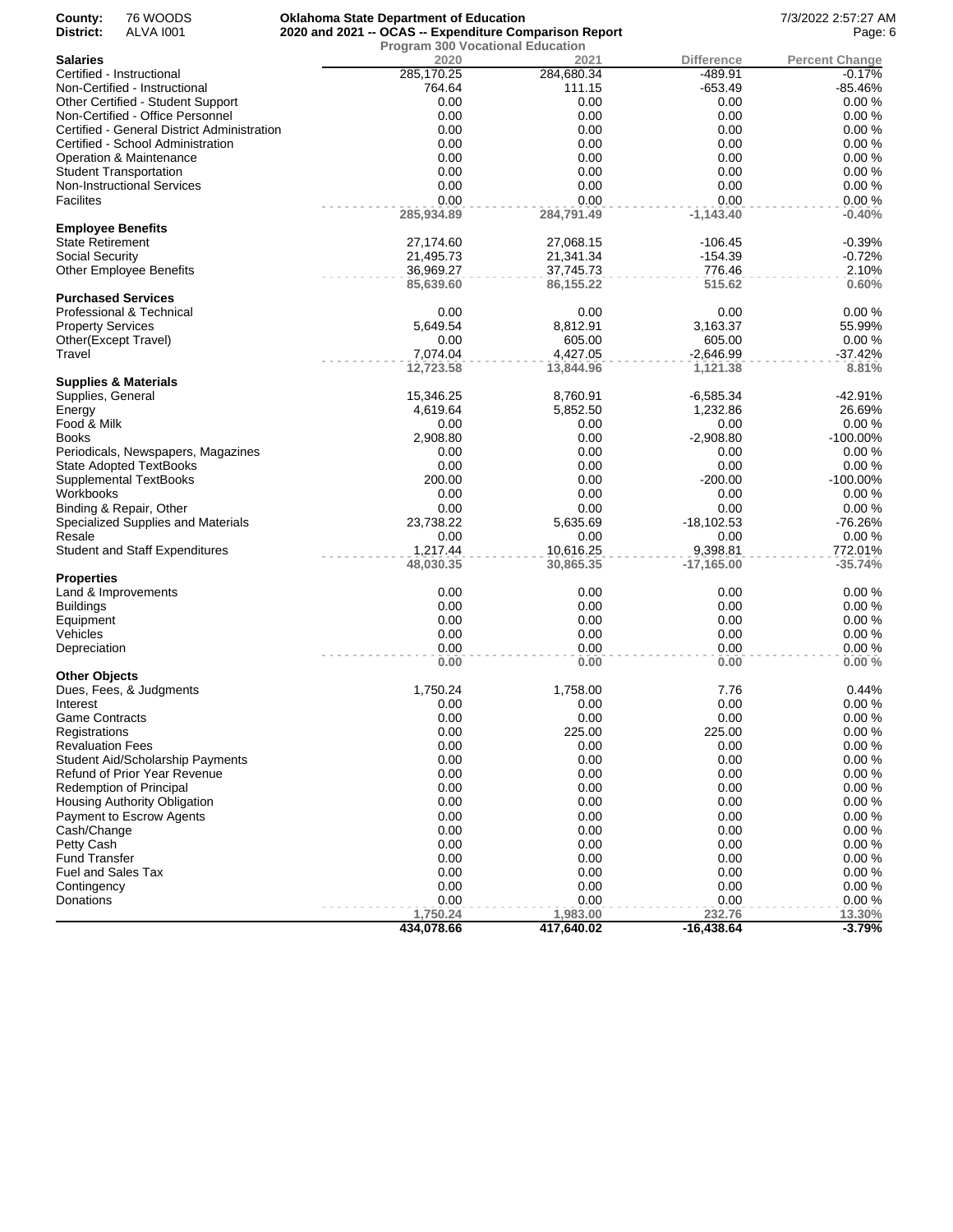**County:** 76 WOODS
**District:** ALVA I001

**Oklahoma State Department of Education**
**2020 and 2021 -- OCAS -- Expenditure Comparison Report**
**Program 300 Vocational Education**

7/3/2022 2:57:27 AM

| **Salaries** | 2020 | 2021 | Difference | Percent Change |
|---|---|---|---|---|
| Certified - Instructional | 285,170.25 | 284,680.34 | -489.91 | -0.17% |
| Non-Certified - Instructional | 764.64 | 111.15 | -653.49 | -85.46% |
| Other Certified - Student Support | 0.00 | 0.00 | 0.00 | 0.00 % |
| Non-Certified - Office Personnel | 0.00 | 0.00 | 0.00 | 0.00 % |
| Certified - General District Administration | 0.00 | 0.00 | 0.00 | 0.00 % |
| Certified - School Administration | 0.00 | 0.00 | 0.00 | 0.00 % |
| Operation & Maintenance | 0.00 | 0.00 | 0.00 | 0.00 % |
| Student Transportation | 0.00 | 0.00 | 0.00 | 0.00 % |
| Non-Instructional Services | 0.00 | 0.00 | 0.00 | 0.00 % |
| Facilites | 0.00 | 0.00 | 0.00 | 0.00 % |
| | 285,934.89 | 284,791.49 | -1,143.40 | -0.40% |
| **Employee Benefits** | | | | |
| State Retirement | 27,174.60 | 27,068.15 | -106.45 | -0.39% |
| Social Security | 21,495.73 | 21,341.34 | -154.39 | -0.72% |
| Other Employee Benefits | 36,969.27 | 37,745.73 | 776.46 | 2.10% |
| | 85,639.60 | 86,155.22 | 515.62 | 0.60% |
| **Purchased Services** | | | | |
| Professional & Technical | 0.00 | 0.00 | 0.00 | 0.00 % |
| Property Services | 5,649.54 | 8,812.91 | 3,163.37 | 55.99% |
| Other(Except Travel) | 0.00 | 605.00 | 605.00 | 0.00 % |
| Travel | 7,074.04 | 4,427.05 | -2,646.99 | -37.42% |
| | 12,723.58 | 13,844.96 | 1,121.38 | 8.81% |
| **Supplies & Materials** | | | | |
| Supplies, General | 15,346.25 | 8,760.91 | -6,585.34 | -42.91% |
| Energy | 4,619.64 | 5,852.50 | 1,232.86 | 26.69% |
| Food & Milk | 0.00 | 0.00 | 0.00 | 0.00 % |
| Books | 2,908.80 | 0.00 | -2,908.80 | -100.00% |
| Periodicals, Newspapers, Magazines | 0.00 | 0.00 | 0.00 | 0.00 % |
| State Adopted TextBooks | 0.00 | 0.00 | 0.00 | 0.00 % |
| Supplemental TextBooks | 200.00 | 0.00 | -200.00 | -100.00% |
| Workbooks | 0.00 | 0.00 | 0.00 | 0.00 % |
| Binding & Repair, Other | 0.00 | 0.00 | 0.00 | 0.00 % |
| Specialized Supplies and Materials | 23,738.22 | 5,635.69 | -18,102.53 | -76.26% |
| Resale | 0.00 | 0.00 | 0.00 | 0.00 % |
| Student and Staff Expenditures | 1,217.44 | 10,616.25 | 9,398.81 | 772.01% |
| | 48,030.35 | 30,865.35 | -17,165.00 | -35.74% |
| **Properties** | | | | |
| Land & Improvements | 0.00 | 0.00 | 0.00 | 0.00 % |
| Buildings | 0.00 | 0.00 | 0.00 | 0.00 % |
| Equipment | 0.00 | 0.00 | 0.00 | 0.00 % |
| Vehicles | 0.00 | 0.00 | 0.00 | 0.00 % |
| Depreciation | 0.00 | 0.00 | 0.00 | 0.00 % |
| | 0.00 | 0.00 | 0.00 | 0.00 % |
| **Other Objects** | | | | |
| Dues, Fees, & Judgments | 1,750.24 | 1,758.00 | 7.76 | 0.44% |
| Interest | 0.00 | 0.00 | 0.00 | 0.00 % |
| Game Contracts | 0.00 | 0.00 | 0.00 | 0.00 % |
| Registrations | 0.00 | 225.00 | 225.00 | 0.00 % |
| Revaluation Fees | 0.00 | 0.00 | 0.00 | 0.00 % |
| Student Aid/Scholarship Payments | 0.00 | 0.00 | 0.00 | 0.00 % |
| Refund of Prior Year Revenue | 0.00 | 0.00 | 0.00 | 0.00 % |
| Redemption of Principal | 0.00 | 0.00 | 0.00 | 0.00 % |
| Housing Authority Obligation | 0.00 | 0.00 | 0.00 | 0.00 % |
| Payment to Escrow Agents | 0.00 | 0.00 | 0.00 | 0.00 % |
| Cash/Change | 0.00 | 0.00 | 0.00 | 0.00 % |
| Petty Cash | 0.00 | 0.00 | 0.00 | 0.00 % |
| Fund Transfer | 0.00 | 0.00 | 0.00 | 0.00 % |
| Fuel and Sales Tax | 0.00 | 0.00 | 0.00 | 0.00 % |
| Contingency | 0.00 | 0.00 | 0.00 | 0.00 % |
| Donations | 0.00 | 0.00 | 0.00 | 0.00 % |
| | 1,750.24 | 1,983.00 | 232.76 | 13.30% |
| | **434,078.66** | **417,640.02** | **-16,438.64** | **-3.79%** |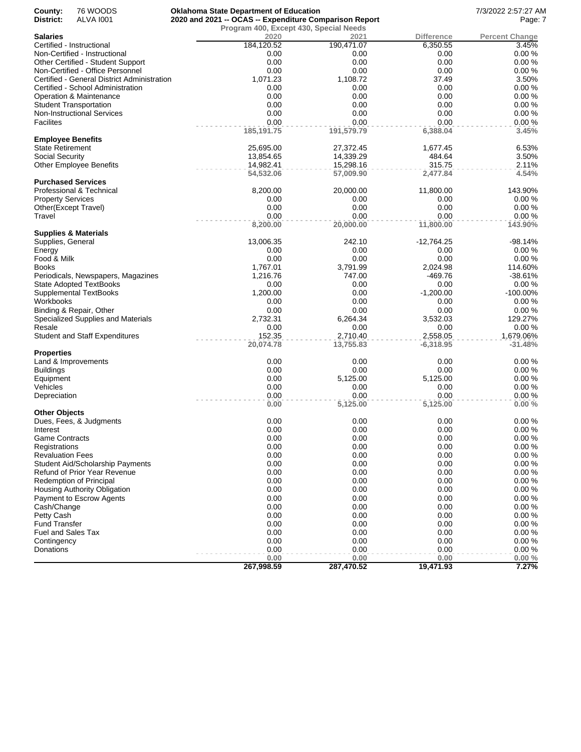**County:** 76 WOODS
**District:** ALVA I001

**Oklahoma State Department of Education**
**2020 and 2021 -- OCAS -- Expenditure Comparison Report**
**Program 400, Except 430, Special Needs**

7/3/2022 2:57:27 AM

| **Salaries** | 2020 | 2021 | Difference | Percent Change |
|---|---|---|---|---|
| Certified - Instructional | 184,120.52 | 190,471.07 | 6,350.55 | 3.45% |
| Non-Certified - Instructional | 0.00 | 0.00 | 0.00 | 0.00 % |
| Other Certified - Student Support | 0.00 | 0.00 | 0.00 | 0.00 % |
| Non-Certified - Office Personnel | 0.00 | 0.00 | 0.00 | 0.00 % |
| Certified - General District Administration | 1,071.23 | 1,108.72 | 37.49 | 3.50% |
| Certified - School Administration | 0.00 | 0.00 | 0.00 | 0.00 % |
| Operation & Maintenance | 0.00 | 0.00 | 0.00 | 0.00 % |
| Student Transportation | 0.00 | 0.00 | 0.00 | 0.00 % |
| Non-Instructional Services | 0.00 | 0.00 | 0.00 | 0.00 % |
| Facilites | 0.00 | 0.00 | 0.00 | 0.00 % |
| | **185,191.75** | **191,579.79** | **6,388.04** | **3.45%** |
| **Employee Benefits** | | | | |
| State Retirement | 25,695.00 | 27,372.45 | 1,677.45 | 6.53% |
| Social Security | 13,854.65 | 14,339.29 | 484.64 | 3.50% |
| Other Employee Benefits | 14,982.41 | 15,298.16 | 315.75 | 2.11% |
| | **54,532.06** | **57,009.90** | **2,477.84** | **4.54%** |
| **Purchased Services** | | | | |
| Professional & Technical | 8,200.00 | 20,000.00 | 11,800.00 | 143.90% |
| Property Services | 0.00 | 0.00 | 0.00 | 0.00 % |
| Other(Except Travel) | 0.00 | 0.00 | 0.00 | 0.00 % |
| Travel | 0.00 | 0.00 | 0.00 | 0.00 % |
| | **8,200.00** | **20,000.00** | **11,800.00** | **143.90%** |
| **Supplies & Materials** | | | | |
| Supplies, General | 13,006.35 | 242.10 | -12,764.25 | -98.14% |
| Energy | 0.00 | 0.00 | 0.00 | 0.00 % |
| Food & Milk | 0.00 | 0.00 | 0.00 | 0.00 % |
| Books | 1,767.01 | 3,791.99 | 2,024.98 | 114.60% |
| Periodicals, Newspapers, Magazines | 1,216.76 | 747.00 | -469.76 | -38.61% |
| State Adopted TextBooks | 0.00 | 0.00 | 0.00 | 0.00 % |
| Supplemental TextBooks | 1,200.00 | 0.00 | -1,200.00 | -100.00% |
| Workbooks | 0.00 | 0.00 | 0.00 | 0.00 % |
| Binding & Repair, Other | 0.00 | 0.00 | 0.00 | 0.00 % |
| Specialized Supplies and Materials | 2,732.31 | 6,264.34 | 3,532.03 | 129.27% |
| Resale | 0.00 | 0.00 | 0.00 | 0.00 % |
| Student and Staff Expenditures | 152.35 | 2,710.40 | 2,558.05 | 1,679.06% |
| | **20,074.78** | **13,755.83** | **-6,318.95** | **-31.48%** |
| **Properties** | | | | |
| Land & Improvements | 0.00 | 0.00 | 0.00 | 0.00 % |
| Buildings | 0.00 | 0.00 | 0.00 | 0.00 % |
| Equipment | 0.00 | 5,125.00 | 5,125.00 | 0.00 % |
| Vehicles | 0.00 | 0.00 | 0.00 | 0.00 % |
| Depreciation | 0.00 | 0.00 | 0.00 | 0.00 % |
| | **0.00** | **5,125.00** | **5,125.00** | **0.00 %** |
| **Other Objects** | | | | |
| Dues, Fees, & Judgments | 0.00 | 0.00 | 0.00 | 0.00 % |
| Interest | 0.00 | 0.00 | 0.00 | 0.00 % |
| Game Contracts | 0.00 | 0.00 | 0.00 | 0.00 % |
| Registrations | 0.00 | 0.00 | 0.00 | 0.00 % |
| Revaluation Fees | 0.00 | 0.00 | 0.00 | 0.00 % |
| Student Aid/Scholarship Payments | 0.00 | 0.00 | 0.00 | 0.00 % |
| Refund of Prior Year Revenue | 0.00 | 0.00 | 0.00 | 0.00 % |
| Redemption of Principal | 0.00 | 0.00 | 0.00 | 0.00 % |
| Housing Authority Obligation | 0.00 | 0.00 | 0.00 | 0.00 % |
| Payment to Escrow Agents | 0.00 | 0.00 | 0.00 | 0.00 % |
| Cash/Change | 0.00 | 0.00 | 0.00 | 0.00 % |
| Petty Cash | 0.00 | 0.00 | 0.00 | 0.00 % |
| Fund Transfer | 0.00 | 0.00 | 0.00 | 0.00 % |
| Fuel and Sales Tax | 0.00 | 0.00 | 0.00 | 0.00 % |
| Contingency | 0.00 | 0.00 | 0.00 | 0.00 % |
| Donations | 0.00 | 0.00 | 0.00 | 0.00 % |
| | **0.00** | **0.00** | **0.00** | **0.00 %** |
| | **267,998.59** | **287,470.52** | **19,471.93** | **7.27%** |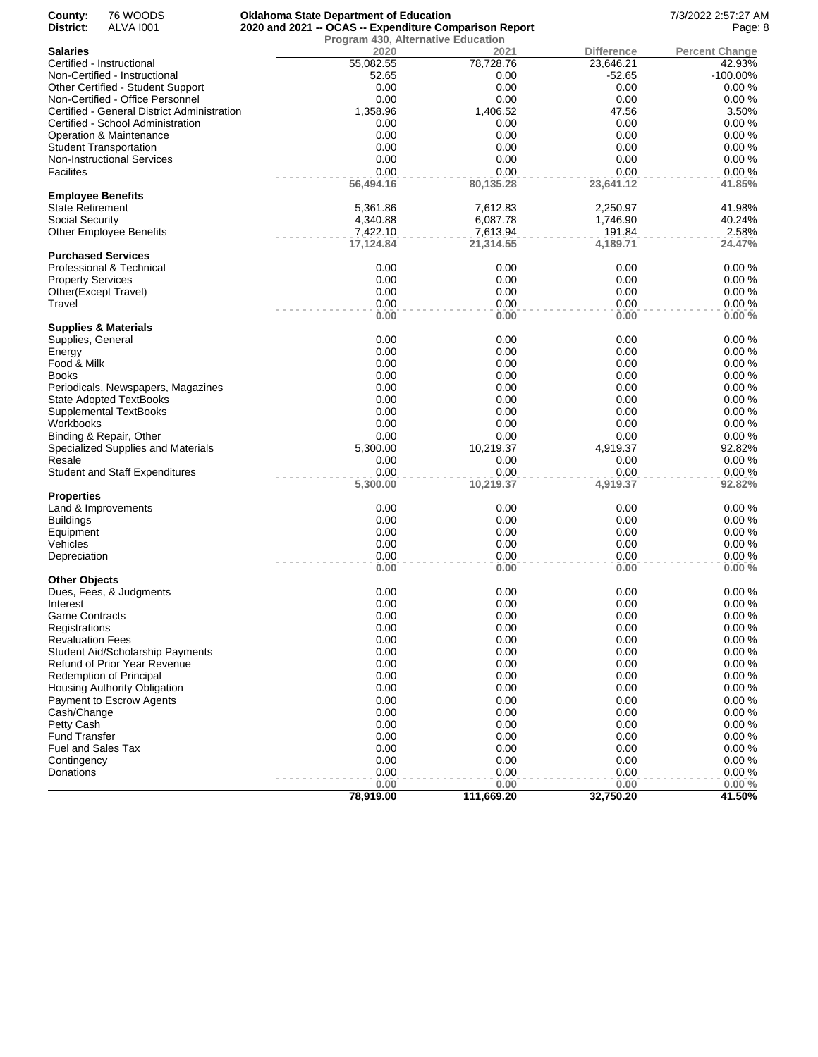**County:** 76 WOODS
**District:** ALVA I001

**Oklahoma State Department of Education**
**2020 and 2021 -- OCAS -- Expenditure Comparison Report**
**Program 430, Alternative Education**

7/3/2022 2:57:27 AM

| **Salaries** | 2020 | 2021 | Difference | Percent Change |
|---|---|---|---|---|
| Certified - Instructional | 55,082.55 | 78,728.76 | 23,646.21 | 42.93% |
| Non-Certified - Instructional | 52.65 | 0.00 | -52.65 | -100.00% |
| Other Certified - Student Support | 0.00 | 0.00 | 0.00 | 0.00 % |
| Non-Certified - Office Personnel | 0.00 | 0.00 | 0.00 | 0.00 % |
| Certified - General District Administration | 1,358.96 | 1,406.52 | 47.56 | 3.50% |
| Certified - School Administration | 0.00 | 0.00 | 0.00 | 0.00 % |
| Operation & Maintenance | 0.00 | 0.00 | 0.00 | 0.00 % |
| Student Transportation | 0.00 | 0.00 | 0.00 | 0.00 % |
| Non-Instructional Services | 0.00 | 0.00 | 0.00 | 0.00 % |
| Facilites | 0.00 | 0.00 | 0.00 | 0.00 % |
| | **56,494.16** | **80,135.28** | **23,641.12** | **41.85%** |
| **Employee Benefits** | | | | |
| State Retirement | 5,361.86 | 7,612.83 | 2,250.97 | 41.98% |
| Social Security | 4,340.88 | 6,087.78 | 1,746.90 | 40.24% |
| Other Employee Benefits | 7,422.10 | 7,613.94 | 191.84 | 2.58% |
| | **17,124.84** | **21,314.55** | **4,189.71** | **24.47%** |
| **Purchased Services** | | | | |
| Professional & Technical | 0.00 | 0.00 | 0.00 | 0.00 % |
| Property Services | 0.00 | 0.00 | 0.00 | 0.00 % |
| Other(Except Travel) | 0.00 | 0.00 | 0.00 | 0.00 % |
| Travel | 0.00 | 0.00 | 0.00 | 0.00 % |
| | **0.00** | **0.00** | **0.00** | **0.00 %** |
| **Supplies & Materials** | | | | |
| Supplies, General | 0.00 | 0.00 | 0.00 | 0.00 % |
| Energy | 0.00 | 0.00 | 0.00 | 0.00 % |
| Food & Milk | 0.00 | 0.00 | 0.00 | 0.00 % |
| Books | 0.00 | 0.00 | 0.00 | 0.00 % |
| Periodicals, Newspapers, Magazines | 0.00 | 0.00 | 0.00 | 0.00 % |
| State Adopted TextBooks | 0.00 | 0.00 | 0.00 | 0.00 % |
| Supplemental TextBooks | 0.00 | 0.00 | 0.00 | 0.00 % |
| Workbooks | 0.00 | 0.00 | 0.00 | 0.00 % |
| Binding & Repair, Other | 0.00 | 0.00 | 0.00 | 0.00 % |
| Specialized Supplies and Materials | 5,300.00 | 10,219.37 | 4,919.37 | 92.82% |
| Resale | 0.00 | 0.00 | 0.00 | 0.00 % |
| Student and Staff Expenditures | 0.00 | 0.00 | 0.00 | 0.00 % |
| | **5,300.00** | **10,219.37** | **4,919.37** | **92.82%** |
| **Properties** | | | | |
| Land & Improvements | 0.00 | 0.00 | 0.00 | 0.00 % |
| Buildings | 0.00 | 0.00 | 0.00 | 0.00 % |
| Equipment | 0.00 | 0.00 | 0.00 | 0.00 % |
| Vehicles | 0.00 | 0.00 | 0.00 | 0.00 % |
| Depreciation | 0.00 | 0.00 | 0.00 | 0.00 % |
| | **0.00** | **0.00** | **0.00** | **0.00 %** |
| **Other Objects** | | | | |
| Dues, Fees, & Judgments | 0.00 | 0.00 | 0.00 | 0.00 % |
| Interest | 0.00 | 0.00 | 0.00 | 0.00 % |
| Game Contracts | 0.00 | 0.00 | 0.00 | 0.00 % |
| Registrations | 0.00 | 0.00 | 0.00 | 0.00 % |
| Revaluation Fees | 0.00 | 0.00 | 0.00 | 0.00 % |
| Student Aid/Scholarship Payments | 0.00 | 0.00 | 0.00 | 0.00 % |
| Refund of Prior Year Revenue | 0.00 | 0.00 | 0.00 | 0.00 % |
| Redemption of Principal | 0.00 | 0.00 | 0.00 | 0.00 % |
| Housing Authority Obligation | 0.00 | 0.00 | 0.00 | 0.00 % |
| Payment to Escrow Agents | 0.00 | 0.00 | 0.00 | 0.00 % |
| Cash/Change | 0.00 | 0.00 | 0.00 | 0.00 % |
| Petty Cash | 0.00 | 0.00 | 0.00 | 0.00 % |
| Fund Transfer | 0.00 | 0.00 | 0.00 | 0.00 % |
| Fuel and Sales Tax | 0.00 | 0.00 | 0.00 | 0.00 % |
| Contingency | 0.00 | 0.00 | 0.00 | 0.00 % |
| Donations | 0.00 | 0.00 | 0.00 | 0.00 % |
| | **0.00** | **0.00** | **0.00** | **0.00 %** |
| | **78,919.00** | **111,669.20** | **32,750.20** | **41.50%** |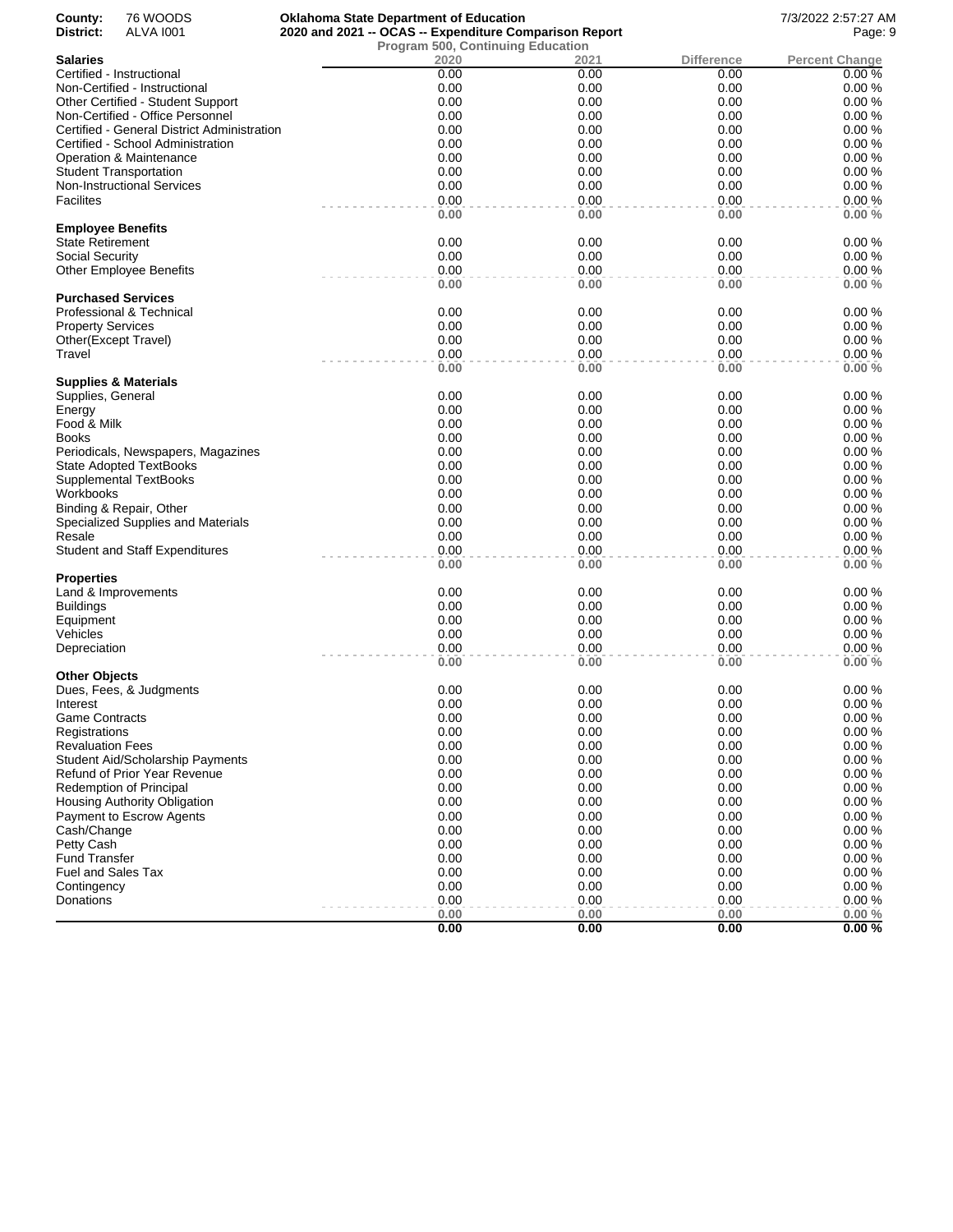**County:** 76 WOODS
**District:** ALVA I001

**Oklahoma State Department of Education**
**2020 and 2021 -- OCAS -- Expenditure Comparison Report**
**Program 500, Continuing Education**

7/3/2022 2:57:27 AM

| **Salaries** | 2020 | 2021 | Difference | Percent Change |
|---|---|---|---|---|
| Certified - Instructional | 0.00 | 0.00 | 0.00 | 0.00 % |
| Non-Certified - Instructional | 0.00 | 0.00 | 0.00 | 0.00 % |
| Other Certified - Student Support | 0.00 | 0.00 | 0.00 | 0.00 % |
| Non-Certified - Office Personnel | 0.00 | 0.00 | 0.00 | 0.00 % |
| Certified - General District Administration | 0.00 | 0.00 | 0.00 | 0.00 % |
| Certified - School Administration | 0.00 | 0.00 | 0.00 | 0.00 % |
| Operation & Maintenance | 0.00 | 0.00 | 0.00 | 0.00 % |
| Student Transportation | 0.00 | 0.00 | 0.00 | 0.00 % |
| Non-Instructional Services | 0.00 | 0.00 | 0.00 | 0.00 % |
| Facilites | 0.00 | 0.00 | 0.00 | 0.00 % |
| | **0.00** | **0.00** | **0.00** | **0.00 %** |
| **Employee Benefits** | | | | |
| State Retirement | 0.00 | 0.00 | 0.00 | 0.00 % |
| Social Security | 0.00 | 0.00 | 0.00 | 0.00 % |
| Other Employee Benefits | 0.00 | 0.00 | 0.00 | 0.00 % |
| | **0.00** | **0.00** | **0.00** | **0.00 %** |
| **Purchased Services** | | | | |
| Professional & Technical | 0.00 | 0.00 | 0.00 | 0.00 % |
| Property Services | 0.00 | 0.00 | 0.00 | 0.00 % |
| Other(Except Travel) | 0.00 | 0.00 | 0.00 | 0.00 % |
| Travel | 0.00 | 0.00 | 0.00 | 0.00 % |
| | **0.00** | **0.00** | **0.00** | **0.00 %** |
| **Supplies & Materials** | | | | |
| Supplies, General | 0.00 | 0.00 | 0.00 | 0.00 % |
| Energy | 0.00 | 0.00 | 0.00 | 0.00 % |
| Food & Milk | 0.00 | 0.00 | 0.00 | 0.00 % |
| Books | 0.00 | 0.00 | 0.00 | 0.00 % |
| Periodicals, Newspapers, Magazines | 0.00 | 0.00 | 0.00 | 0.00 % |
| State Adopted TextBooks | 0.00 | 0.00 | 0.00 | 0.00 % |
| Supplemental TextBooks | 0.00 | 0.00 | 0.00 | 0.00 % |
| Workbooks | 0.00 | 0.00 | 0.00 | 0.00 % |
| Binding & Repair, Other | 0.00 | 0.00 | 0.00 | 0.00 % |
| Specialized Supplies and Materials | 0.00 | 0.00 | 0.00 | 0.00 % |
| Resale | 0.00 | 0.00 | 0.00 | 0.00 % |
| Student and Staff Expenditures | 0.00 | 0.00 | 0.00 | 0.00 % |
| | **0.00** | **0.00** | **0.00** | **0.00 %** |
| **Properties** | | | | |
| Land & Improvements | 0.00 | 0.00 | 0.00 | 0.00 % |
| Buildings | 0.00 | 0.00 | 0.00 | 0.00 % |
| Equipment | 0.00 | 0.00 | 0.00 | 0.00 % |
| Vehicles | 0.00 | 0.00 | 0.00 | 0.00 % |
| Depreciation | 0.00 | 0.00 | 0.00 | 0.00 % |
| | **0.00** | **0.00** | **0.00** | **0.00 %** |
| **Other Objects** | | | | |
| Dues, Fees, & Judgments | 0.00 | 0.00 | 0.00 | 0.00 % |
| Interest | 0.00 | 0.00 | 0.00 | 0.00 % |
| Game Contracts | 0.00 | 0.00 | 0.00 | 0.00 % |
| Registrations | 0.00 | 0.00 | 0.00 | 0.00 % |
| Revaluation Fees | 0.00 | 0.00 | 0.00 | 0.00 % |
| Student Aid/Scholarship Payments | 0.00 | 0.00 | 0.00 | 0.00 % |
| Refund of Prior Year Revenue | 0.00 | 0.00 | 0.00 | 0.00 % |
| Redemption of Principal | 0.00 | 0.00 | 0.00 | 0.00 % |
| Housing Authority Obligation | 0.00 | 0.00 | 0.00 | 0.00 % |
| Payment to Escrow Agents | 0.00 | 0.00 | 0.00 | 0.00 % |
| Cash/Change | 0.00 | 0.00 | 0.00 | 0.00 % |
| Petty Cash | 0.00 | 0.00 | 0.00 | 0.00 % |
| Fund Transfer | 0.00 | 0.00 | 0.00 | 0.00 % |
| Fuel and Sales Tax | 0.00 | 0.00 | 0.00 | 0.00 % |
| Contingency | 0.00 | 0.00 | 0.00 | 0.00 % |
| Donations | 0.00 | 0.00 | 0.00 | 0.00 % |
| | **0.00** | **0.00** | **0.00** | **0.00 %** |
| | **0.00** | **0.00** | **0.00** | **0.00 %** |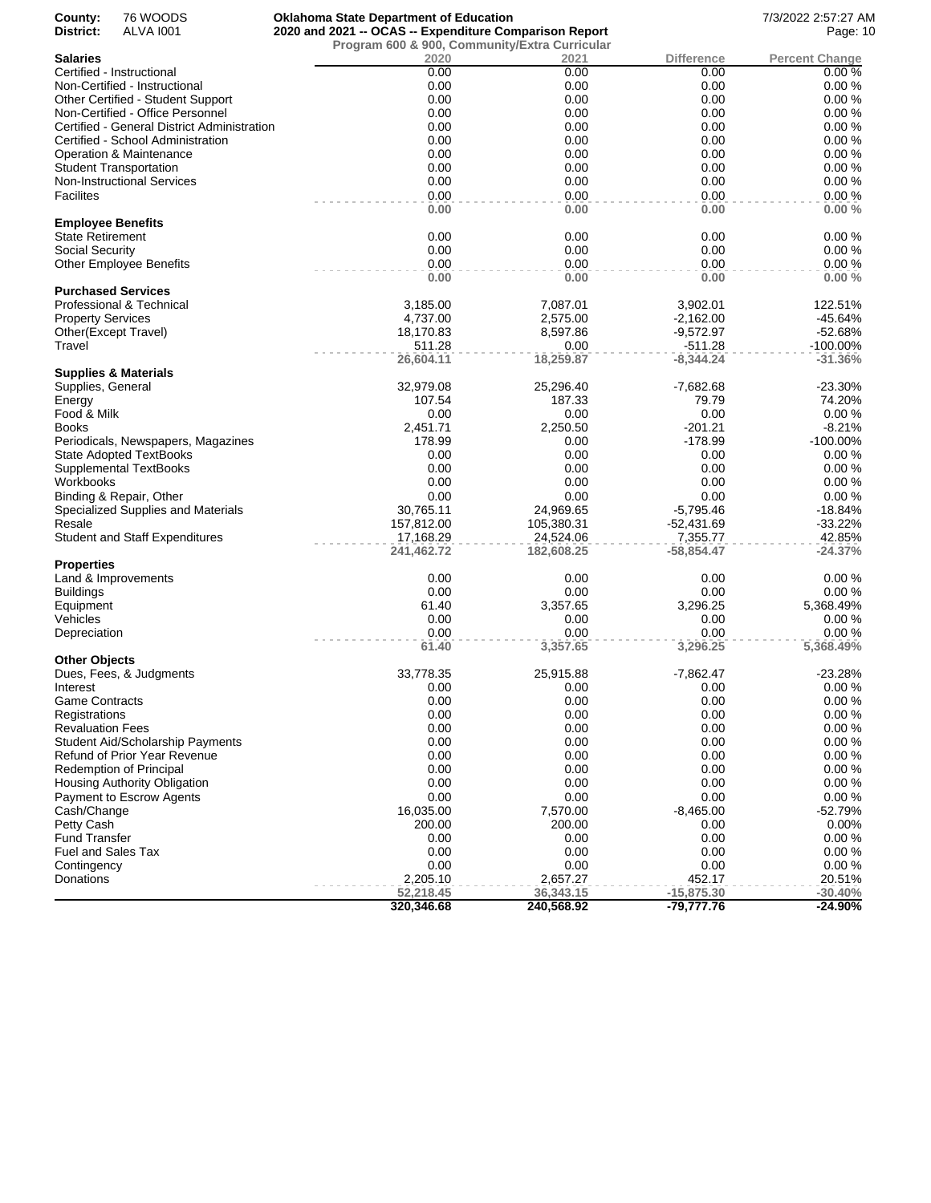**County:** 76 WOODS
**District:** ALVA I001

**Oklahoma State Department of Education**
**2020 and 2021 -- OCAS -- Expenditure Comparison Report**
**Program 600 & 900, Community/Extra Curricular**

7/3/2022 2:57:27 AM

| Salaries | 2020 | 2021 | Difference | Percent Change |
|---|---|---|---|---|
| Certified - Instructional | 0.00 | 0.00 | 0.00 | 0.00 % |
| Non-Certified - Instructional | 0.00 | 0.00 | 0.00 | 0.00 % |
| Other Certified - Student Support | 0.00 | 0.00 | 0.00 | 0.00 % |
| Non-Certified - Office Personnel | 0.00 | 0.00 | 0.00 | 0.00 % |
| Certified - General District Administration | 0.00 | 0.00 | 0.00 | 0.00 % |
| Certified - School Administration | 0.00 | 0.00 | 0.00 | 0.00 % |
| Operation & Maintenance | 0.00 | 0.00 | 0.00 | 0.00 % |
| Student Transportation | 0.00 | 0.00 | 0.00 | 0.00 % |
| Non-Instructional Services | 0.00 | 0.00 | 0.00 | 0.00 % |
| Facilites | 0.00 | 0.00 | 0.00 | 0.00 % |
| | **0.00** | **0.00** | **0.00** | **0.00 %** |
| **Employee Benefits** | | | | |
| State Retirement | 0.00 | 0.00 | 0.00 | 0.00 % |
| Social Security | 0.00 | 0.00 | 0.00 | 0.00 % |
| Other Employee Benefits | 0.00 | 0.00 | 0.00 | 0.00 % |
| | **0.00** | **0.00** | **0.00** | **0.00 %** |
| **Purchased Services** | | | | |
| Professional & Technical | 3,185.00 | 7,087.01 | 3,902.01 | 122.51% |
| Property Services | 4,737.00 | 2,575.00 | -2,162.00 | -45.64% |
| Other(Except Travel) | 18,170.83 | 8,597.86 | -9,572.97 | -52.68% |
| Travel | 511.28 | 0.00 | -511.28 | -100.00% |
| | **26,604.11** | **18,259.87** | **-8,344.24** | **-31.36%** |
| **Supplies & Materials** | | | | |
| Supplies, General | 32,979.08 | 25,296.40 | -7,682.68 | -23.30% |
| Energy | 107.54 | 187.33 | 79.79 | 74.20% |
| Food & Milk | 0.00 | 0.00 | 0.00 | 0.00 % |
| Books | 2,451.71 | 2,250.50 | -201.21 | -8.21% |
| Periodicals, Newspapers, Magazines | 178.99 | 0.00 | -178.99 | -100.00% |
| State Adopted TextBooks | 0.00 | 0.00 | 0.00 | 0.00 % |
| Supplemental TextBooks | 0.00 | 0.00 | 0.00 | 0.00 % |
| Workbooks | 0.00 | 0.00 | 0.00 | 0.00 % |
| Binding & Repair, Other | 0.00 | 0.00 | 0.00 | 0.00 % |
| Specialized Supplies and Materials | 30,765.11 | 24,969.65 | -5,795.46 | -18.84% |
| Resale | 157,812.00 | 105,380.31 | -52,431.69 | -33.22% |
| Student and Staff Expenditures | 17,168.29 | 24,524.06 | 7,355.77 | 42.85% |
| | **241,462.72** | **182,608.25** | **-58,854.47** | **-24.37%** |
| **Properties** | | | | |
| Land & Improvements | 0.00 | 0.00 | 0.00 | 0.00 % |
| Buildings | 0.00 | 0.00 | 0.00 | 0.00 % |
| Equipment | 61.40 | 3,357.65 | 3,296.25 | 5,368.49% |
| Vehicles | 0.00 | 0.00 | 0.00 | 0.00 % |
| Depreciation | 0.00 | 0.00 | 0.00 | 0.00 % |
| | **61.40** | **3,357.65** | **3,296.25** | **5,368.49%** |
| **Other Objects** | | | | |
| Dues, Fees, & Judgments | 33,778.35 | 25,915.88 | -7,862.47 | -23.28% |
| Interest | 0.00 | 0.00 | 0.00 | 0.00 % |
| Game Contracts | 0.00 | 0.00 | 0.00 | 0.00 % |
| Registrations | 0.00 | 0.00 | 0.00 | 0.00 % |
| Revaluation Fees | 0.00 | 0.00 | 0.00 | 0.00 % |
| Student Aid/Scholarship Payments | 0.00 | 0.00 | 0.00 | 0.00 % |
| Refund of Prior Year Revenue | 0.00 | 0.00 | 0.00 | 0.00 % |
| Redemption of Principal | 0.00 | 0.00 | 0.00 | 0.00 % |
| Housing Authority Obligation | 0.00 | 0.00 | 0.00 | 0.00 % |
| Payment to Escrow Agents | 0.00 | 0.00 | 0.00 | 0.00 % |
| Cash/Change | 16,035.00 | 7,570.00 | -8,465.00 | -52.79% |
| Petty Cash | 200.00 | 200.00 | 0.00 | 0.00% |
| Fund Transfer | 0.00 | 0.00 | 0.00 | 0.00 % |
| Fuel and Sales Tax | 0.00 | 0.00 | 0.00 | 0.00 % |
| Contingency | 0.00 | 0.00 | 0.00 | 0.00 % |
| Donations | 2,205.10 | 2,657.27 | 452.17 | 20.51% |
| | **52,218.45** | **36,343.15** | **-15,875.30** | **-30.40%** |
| | **320,346.68** | **240,568.92** | **-79,777.76** | **-24.90%** |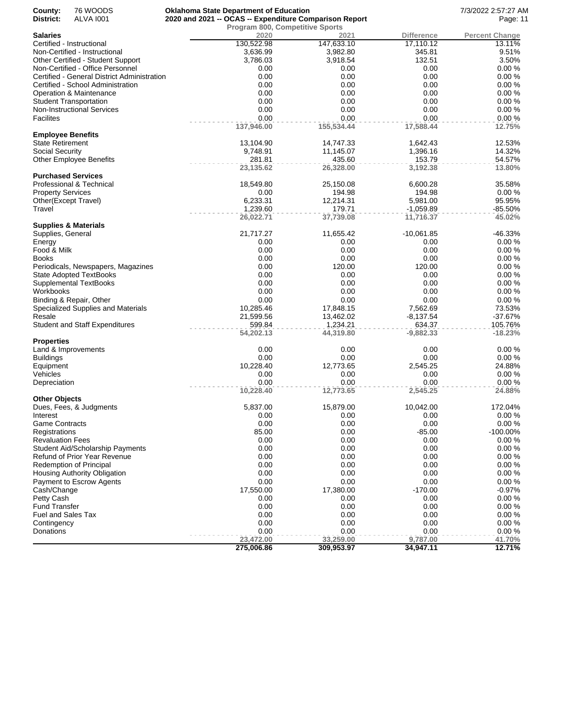**County:** 76 WOODS
**District:** ALVA I001

**Oklahoma State Department of Education**
**2020 and 2021 -- OCAS -- Expenditure Comparison Report**
**Program 800, Competitive Sports**

| **Salaries** | 2020 | 2021 | Difference | Percent Change |
|---|---|---|---|---|
| Certified - Instructional | 130,522.98 | 147,633.10 | 17,110.12 | 13.11% |
| Non-Certified - Instructional | 3,636.99 | 3,982.80 | 345.81 | 9.51% |
| Other Certified - Student Support | 3,786.03 | 3,918.54 | 132.51 | 3.50% |
| Non-Certified - Office Personnel | 0.00 | 0.00 | 0.00 | 0.00 % |
| Certified - General District Administration | 0.00 | 0.00 | 0.00 | 0.00 % |
| Certified - School Administration | 0.00 | 0.00 | 0.00 | 0.00 % |
| Operation & Maintenance | 0.00 | 0.00 | 0.00 | 0.00 % |
| Student Transportation | 0.00 | 0.00 | 0.00 | 0.00 % |
| Non-Instructional Services | 0.00 | 0.00 | 0.00 | 0.00 % |
| Facilites | 0.00 | 0.00 | 0.00 | 0.00 % |
| | **137,946.00** | **155,534.44** | **17,588.44** | **12.75%** |
| **Employee Benefits** | | | | |
| State Retirement | 13,104.90 | 14,747.33 | 1,642.43 | 12.53% |
| Social Security | 9,748.91 | 11,145.07 | 1,396.16 | 14.32% |
| Other Employee Benefits | 281.81 | 435.60 | 153.79 | 54.57% |
| | **23,135.62** | **26,328.00** | **3,192.38** | **13.80%** |
| **Purchased Services** | | | | |
| Professional & Technical | 18,549.80 | 25,150.08 | 6,600.28 | 35.58% |
| Property Services | 0.00 | 194.98 | 194.98 | 0.00 % |
| Other(Except Travel) | 6,233.31 | 12,214.31 | 5,981.00 | 95.95% |
| Travel | 1,239.60 | 179.71 | -1,059.89 | -85.50% |
| | **26,022.71** | **37,739.08** | **11,716.37** | **45.02%** |
| **Supplies & Materials** | | | | |
| Supplies, General | 21,717.27 | 11,655.42 | -10,061.85 | -46.33% |
| Energy | 0.00 | 0.00 | 0.00 | 0.00 % |
| Food & Milk | 0.00 | 0.00 | 0.00 | 0.00 % |
| Books | 0.00 | 0.00 | 0.00 | 0.00 % |
| Periodicals, Newspapers, Magazines | 0.00 | 120.00 | 120.00 | 0.00 % |
| State Adopted TextBooks | 0.00 | 0.00 | 0.00 | 0.00 % |
| Supplemental TextBooks | 0.00 | 0.00 | 0.00 | 0.00 % |
| Workbooks | 0.00 | 0.00 | 0.00 | 0.00 % |
| Binding & Repair, Other | 0.00 | 0.00 | 0.00 | 0.00 % |
| Specialized Supplies and Materials | 10,285.46 | 17,848.15 | 7,562.69 | 73.53% |
| Resale | 21,599.56 | 13,462.02 | -8,137.54 | -37.67% |
| Student and Staff Expenditures | 599.84 | 1,234.21 | 634.37 | 105.76% |
| | **54,202.13** | **44,319.80** | **-9,882.33** | **-18.23%** |
| **Properties** | | | | |
| Land & Improvements | 0.00 | 0.00 | 0.00 | 0.00 % |
| Buildings | 0.00 | 0.00 | 0.00 | 0.00 % |
| Equipment | 10,228.40 | 12,773.65 | 2,545.25 | 24.88% |
| Vehicles | 0.00 | 0.00 | 0.00 | 0.00 % |
| Depreciation | 0.00 | 0.00 | 0.00 | 0.00 % |
| | **10,228.40** | **12,773.65** | **2,545.25** | **24.88%** |
| **Other Objects** | | | | |
| Dues, Fees, & Judgments | 5,837.00 | 15,879.00 | 10,042.00 | 172.04% |
| Interest | 0.00 | 0.00 | 0.00 | 0.00 % |
| Game Contracts | 0.00 | 0.00 | 0.00 | 0.00 % |
| Registrations | 85.00 | 0.00 | -85.00 | -100.00% |
| Revaluation Fees | 0.00 | 0.00 | 0.00 | 0.00 % |
| Student Aid/Scholarship Payments | 0.00 | 0.00 | 0.00 | 0.00 % |
| Refund of Prior Year Revenue | 0.00 | 0.00 | 0.00 | 0.00 % |
| Redemption of Principal | 0.00 | 0.00 | 0.00 | 0.00 % |
| Housing Authority Obligation | 0.00 | 0.00 | 0.00 | 0.00 % |
| Payment to Escrow Agents | 0.00 | 0.00 | 0.00 | 0.00 % |
| Cash/Change | 17,550.00 | 17,380.00 | -170.00 | -0.97% |
| Petty Cash | 0.00 | 0.00 | 0.00 | 0.00 % |
| Fund Transfer | 0.00 | 0.00 | 0.00 | 0.00 % |
| Fuel and Sales Tax | 0.00 | 0.00 | 0.00 | 0.00 % |
| Contingency | 0.00 | 0.00 | 0.00 | 0.00 % |
| Donations | 0.00 | 0.00 | 0.00 | 0.00 % |
| | **23,472.00** | **33,259.00** | **9,787.00** | **41.70%** |
| | **275,006.86** | **309,953.97** | **34,947.11** | **12.71%** |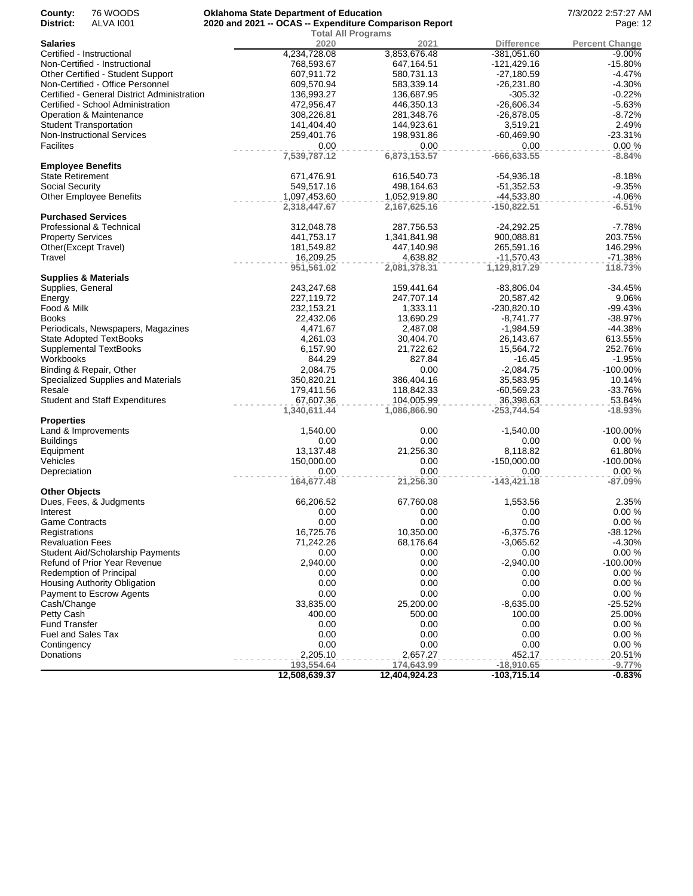**County:** 76 WOODS
**District:** ALVA I001

**Oklahoma State Department of Education**
**2020 and 2021 -- OCAS -- Expenditure Comparison Report**

7/3/2022 2:57:27 AM

Total All Programs

| | 2020 | 2021 | Difference | Percent Change |
|---|---|---|---|---|
| **Salaries** | | | | |
| Certified - Instructional | 4,234,728.08 | 3,853,676.48 | -381,051.60 | -9.00% |
| Non-Certified - Instructional | 768,593.67 | 647,164.51 | -121,429.16 | -15.80% |
| Other Certified - Student Support | 607,911.72 | 580,731.13 | -27,180.59 | -4.47% |
| Non-Certified - Office Personnel | 609,570.94 | 583,339.14 | -26,231.80 | -4.30% |
| Certified - General District Administration | 136,993.27 | 136,687.95 | -305.32 | -0.22% |
| Certified - School Administration | 472,956.47 | 446,350.13 | -26,606.34 | -5.63% |
| Operation & Maintenance | 308,226.81 | 281,348.76 | -26,878.05 | -8.72% |
| Student Transportation | 141,404.40 | 144,923.61 | 3,519.21 | 2.49% |
| Non-Instructional Services | 259,401.76 | 198,931.86 | -60,469.90 | -23.31% |
| Facilites | 0.00 | 0.00 | 0.00 | 0.00 % |
| | **7,539,787.12** | **6,873,153.57** | **-666,633.55** | **-8.84%** |
| **Employee Benefits** | | | | |
| State Retirement | 671,476.91 | 616,540.73 | -54,936.18 | -8.18% |
| Social Security | 549,517.16 | 498,164.63 | -51,352.53 | -9.35% |
| Other Employee Benefits | 1,097,453.60 | 1,052,919.80 | -44,533.80 | -4.06% |
| | **2,318,447.67** | **2,167,625.16** | **-150,822.51** | **-6.51%** |
| **Purchased Services** | | | | |
| Professional & Technical | 312,048.78 | 287,756.53 | -24,292.25 | -7.78% |
| Property Services | 441,753.17 | 1,341,841.98 | 900,088.81 | 203.75% |
| Other(Except Travel) | 181,549.82 | 447,140.98 | 265,591.16 | 146.29% |
| Travel | 16,209.25 | 4,638.82 | -11,570.43 | -71.38% |
| | **951,561.02** | **2,081,378.31** | **1,129,817.29** | **118.73%** |
| **Supplies & Materials** | | | | |
| Supplies, General | 243,247.68 | 159,441.64 | -83,806.04 | -34.45% |
| Energy | 227,119.72 | 247,707.14 | 20,587.42 | 9.06% |
| Food & Milk | 232,153.21 | 1,333.11 | -230,820.10 | -99.43% |
| Books | 22,432.06 | 13,690.29 | -8,741.77 | -38.97% |
| Periodicals, Newspapers, Magazines | 4,471.67 | 2,487.08 | -1,984.59 | -44.38% |
| State Adopted TextBooks | 4,261.03 | 30,404.70 | 26,143.67 | 613.55% |
| Supplemental TextBooks | 6,157.90 | 21,722.62 | 15,564.72 | 252.76% |
| Workbooks | 844.29 | 827.84 | -16.45 | -1.95% |
| Binding & Repair, Other | 2,084.75 | 0.00 | -2,084.75 | -100.00% |
| Specialized Supplies and Materials | 350,820.21 | 386,404.16 | 35,583.95 | 10.14% |
| Resale | 179,411.56 | 118,842.33 | -60,569.23 | -33.76% |
| Student and Staff Expenditures | 67,607.36 | 104,005.99 | 36,398.63 | 53.84% |
| | **1,340,611.44** | **1,086,866.90** | **-253,744.54** | **-18.93%** |
| **Properties** | | | | |
| Land & Improvements | 1,540.00 | 0.00 | -1,540.00 | -100.00% |
| Buildings | 0.00 | 0.00 | 0.00 | 0.00 % |
| Equipment | 13,137.48 | 21,256.30 | 8,118.82 | 61.80% |
| Vehicles | 150,000.00 | 0.00 | -150,000.00 | -100.00% |
| Depreciation | 0.00 | 0.00 | 0.00 | 0.00 % |
| | **164,677.48** | **21,256.30** | **-143,421.18** | **-87.09%** |
| **Other Objects** | | | | |
| Dues, Fees, & Judgments | 66,206.52 | 67,760.08 | 1,553.56 | 2.35% |
| Interest | 0.00 | 0.00 | 0.00 | 0.00 % |
| Game Contracts | 0.00 | 0.00 | 0.00 | 0.00 % |
| Registrations | 16,725.76 | 10,350.00 | -6,375.76 | -38.12% |
| Revaluation Fees | 71,242.26 | 68,176.64 | -3,065.62 | -4.30% |
| Student Aid/Scholarship Payments | 0.00 | 0.00 | 0.00 | 0.00 % |
| Refund of Prior Year Revenue | 2,940.00 | 0.00 | -2,940.00 | -100.00% |
| Redemption of Principal | 0.00 | 0.00 | 0.00 | 0.00 % |
| Housing Authority Obligation | 0.00 | 0.00 | 0.00 | 0.00 % |
| Payment to Escrow Agents | 0.00 | 0.00 | 0.00 | 0.00 % |
| Cash/Change | 33,835.00 | 25,200.00 | -8,635.00 | -25.52% |
| Petty Cash | 400.00 | 500.00 | 100.00 | 25.00% |
| Fund Transfer | 0.00 | 0.00 | 0.00 | 0.00 % |
| Fuel and Sales Tax | 0.00 | 0.00 | 0.00 | 0.00 % |
| Contingency | 0.00 | 0.00 | 0.00 | 0.00 % |
| Donations | 2,205.10 | 2,657.27 | 452.17 | 20.51% |
| | **193,554.64** | **174,643.99** | **-18,910.65** | **-9.77%** |
| | **12,508,639.37** | **12,404,924.23** | **-103,715.14** | **-0.83%** |